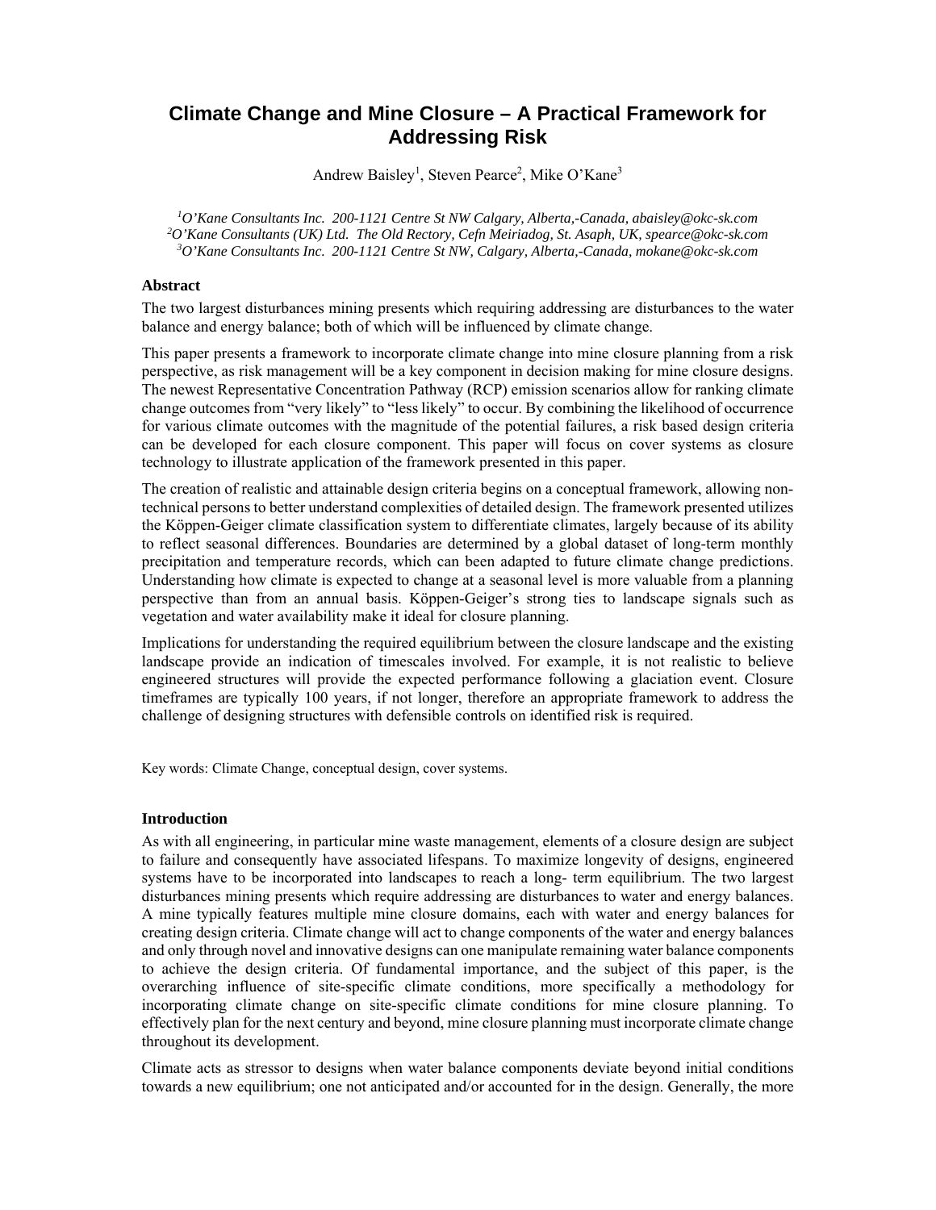# Climate Change and Mine Closure – A Practical Framework for Addressing Risk

Andrew Baisley[1], Steven Pearce[2], Mike O'Kane[3]

[1]*O'Kane Consultants Inc. 200-1121 Centre St NW Calgary, Alberta,-Canada, abaisley@okc-sk.com*
[2]*O'Kane Consultants (UK) Ltd. The Old Rectory, Cefn Meiriadog, St. Asaph, UK, spearce@okc-sk.com*
[3]*O'Kane Consultants Inc. 200-1121 Centre St NW, Calgary, Alberta,-Canada, mokane@okc-sk.com*

### Abstract

The two largest disturbances mining presents which requiring addressing are disturbances to the water balance and energy balance; both of which will be influenced by climate change.

This paper presents a framework to incorporate climate change into mine closure planning from a risk perspective, as risk management will be a key component in decision making for mine closure designs. The newest Representative Concentration Pathway (RCP) emission scenarios allow for ranking climate change outcomes from "very likely" to "less likely" to occur. By combining the likelihood of occurrence for various climate outcomes with the magnitude of the potential failures, a risk based design criteria can be developed for each closure component. This paper will focus on cover systems as closure technology to illustrate application of the framework presented in this paper.

The creation of realistic and attainable design criteria begins on a conceptual framework, allowing non-technical persons to better understand complexities of detailed design. The framework presented utilizes the Köppen-Geiger climate classification system to differentiate climates, largely because of its ability to reflect seasonal differences. Boundaries are determined by a global dataset of long-term monthly precipitation and temperature records, which can been adapted to future climate change predictions. Understanding how climate is expected to change at a seasonal level is more valuable from a planning perspective than from an annual basis. Köppen-Geiger's strong ties to landscape signals such as vegetation and water availability make it ideal for closure planning.

Implications for understanding the required equilibrium between the closure landscape and the existing landscape provide an indication of timescales involved. For example, it is not realistic to believe engineered structures will provide the expected performance following a glaciation event. Closure timeframes are typically 100 years, if not longer, therefore an appropriate framework to address the challenge of designing structures with defensible controls on identified risk is required.

Key words: Climate Change, conceptual design, cover systems.

### Introduction

As with all engineering, in particular mine waste management, elements of a closure design are subject to failure and consequently have associated lifespans. To maximize longevity of designs, engineered systems have to be incorporated into landscapes to reach a long- term equilibrium. The two largest disturbances mining presents which require addressing are disturbances to water and energy balances. A mine typically features multiple mine closure domains, each with water and energy balances for creating design criteria. Climate change will act to change components of the water and energy balances and only through novel and innovative designs can one manipulate remaining water balance components to achieve the design criteria. Of fundamental importance, and the subject of this paper, is the overarching influence of site-specific climate conditions, more specifically a methodology for incorporating climate change on site-specific climate conditions for mine closure planning. To effectively plan for the next century and beyond, mine closure planning must incorporate climate change throughout its development.

Climate acts as stressor to designs when water balance components deviate beyond initial conditions towards a new equilibrium; one not anticipated and/or accounted for in the design. Generally, the more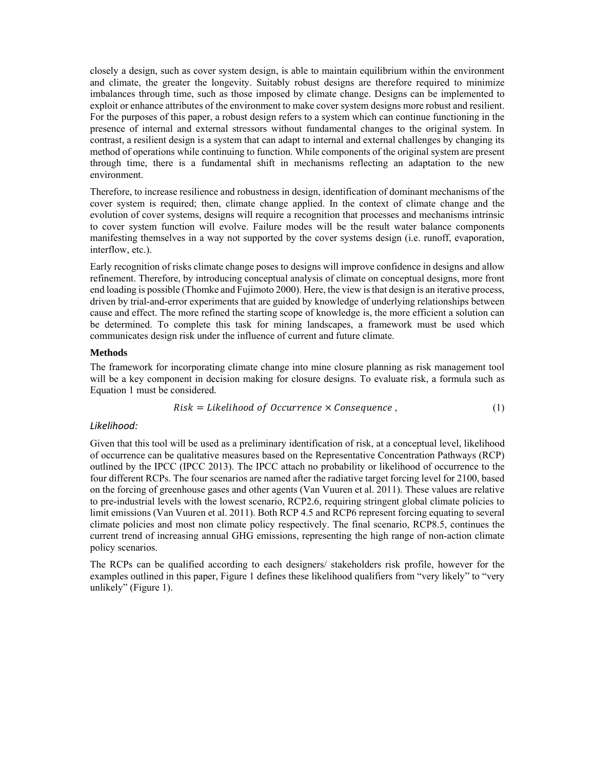closely a design, such as cover system design, is able to maintain equilibrium within the environment and climate, the greater the longevity. Suitably robust designs are therefore required to minimize imbalances through time, such as those imposed by climate change. Designs can be implemented to exploit or enhance attributes of the environment to make cover system designs more robust and resilient. For the purposes of this paper, a robust design refers to a system which can continue functioning in the presence of internal and external stressors without fundamental changes to the original system. In contrast, a resilient design is a system that can adapt to internal and external challenges by changing its method of operations while continuing to function. While components of the original system are present through time, there is a fundamental shift in mechanisms reflecting an adaptation to the new environment.

Therefore, to increase resilience and robustness in design, identification of dominant mechanisms of the cover system is required; then, climate change applied. In the context of climate change and the evolution of cover systems, designs will require a recognition that processes and mechanisms intrinsic to cover system function will evolve. Failure modes will be the result water balance components manifesting themselves in a way not supported by the cover systems design (i.e. runoff, evaporation, interflow, etc.).

Early recognition of risks climate change poses to designs will improve confidence in designs and allow refinement. Therefore, by introducing conceptual analysis of climate on conceptual designs, more front end loading is possible (Thomke and Fujimoto 2000). Here, the view is that design is an iterative process, driven by trial-and-error experiments that are guided by knowledge of underlying relationships between cause and effect. The more refined the starting scope of knowledge is, the more efficient a solution can be determined. To complete this task for mining landscapes, a framework must be used which communicates design risk under the influence of current and future climate.

## Methods

The framework for incorporating climate change into mine closure planning as risk management tool will be a key component in decision making for closure designs. To evaluate risk, a formula such as Equation 1 must be considered.

$$Risk = Likelihood\ of\ Occurrence \times Consequence\ , \tag{1}$$

### *Likelihood:*

Given that this tool will be used as a preliminary identification of risk, at a conceptual level, likelihood of occurrence can be qualitative measures based on the Representative Concentration Pathways (RCP) outlined by the IPCC (IPCC 2013). The IPCC attach no probability or likelihood of occurrence to the four different RCPs. The four scenarios are named after the radiative target forcing level for 2100, based on the forcing of greenhouse gases and other agents (Van Vuuren et al. 2011). These values are relative to pre-industrial levels with the lowest scenario, RCP2.6, requiring stringent global climate policies to limit emissions (Van Vuuren et al. 2011). Both RCP 4.5 and RCP6 represent forcing equating to several climate policies and most non climate policy respectively. The final scenario, RCP8.5, continues the current trend of increasing annual GHG emissions, representing the high range of non-action climate policy scenarios.

The RCPs can be qualified according to each designers/ stakeholders risk profile, however for the examples outlined in this paper, Figure 1 defines these likelihood qualifiers from "very likely" to "very unlikely" (Figure 1).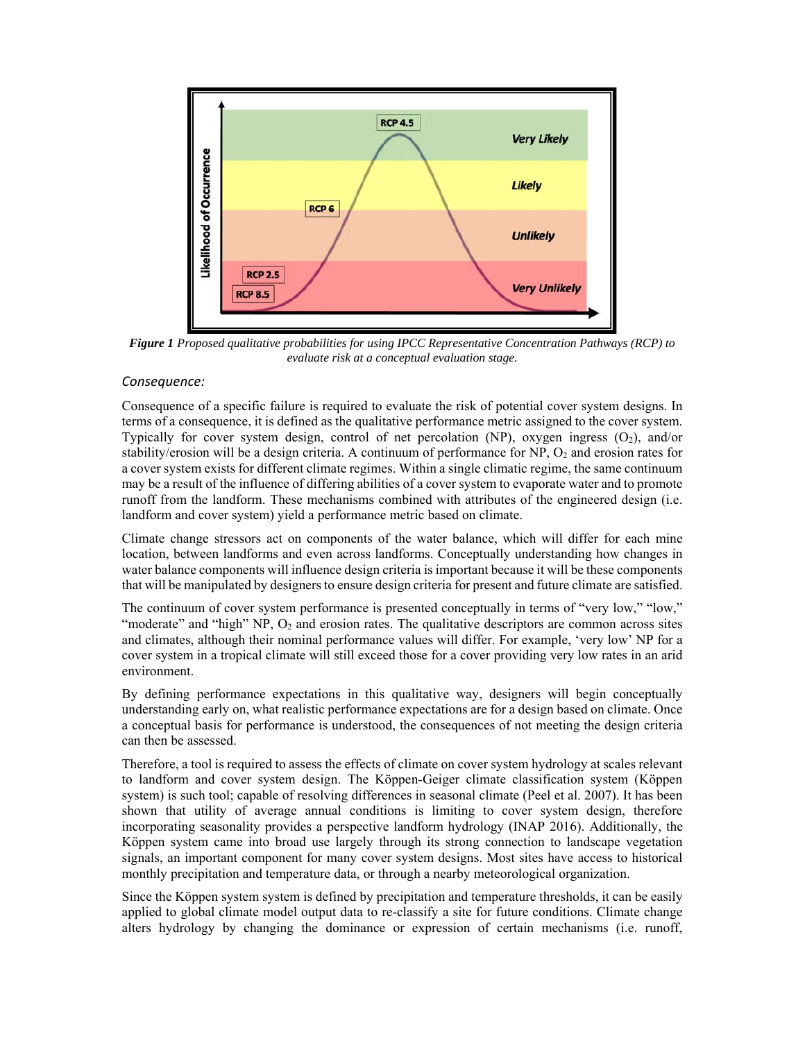***Figure 1*** *Proposed qualitative probabilities for using IPCC Representative Concentration Pathways (RCP) to evaluate risk at a conceptual evaluation stage.*

*Consequence:*

Consequence of a specific failure is required to evaluate the risk of potential cover system designs. In terms of a consequence, it is defined as the qualitative performance metric assigned to the cover system. Typically for cover system design, control of net percolation (NP), oxygen ingress ($O_2$), and/or stability/erosion will be a design criteria. A continuum of performance for NP, $O_2$ and erosion rates for a cover system exists for different climate regimes. Within a single climatic regime, the same continuum may be a result of the influence of differing abilities of a cover system to evaporate water and to promote runoff from the landform. These mechanisms combined with attributes of the engineered design (i.e. landform and cover system) yield a performance metric based on climate.

Climate change stressors act on components of the water balance, which will differ for each mine location, between landforms and even across landforms. Conceptually understanding how changes in water balance components will influence design criteria is important because it will be these components that will be manipulated by designers to ensure design criteria for present and future climate are satisfied.

The continuum of cover system performance is presented conceptually in terms of "very low," "low," "moderate" and "high" NP, $O_2$ and erosion rates. The qualitative descriptors are common across sites and climates, although their nominal performance values will differ. For example, 'very low' NP for a cover system in a tropical climate will still exceed those for a cover providing very low rates in an arid environment.

By defining performance expectations in this qualitative way, designers will begin conceptually understanding early on, what realistic performance expectations are for a design based on climate. Once a conceptual basis for performance is understood, the consequences of not meeting the design criteria can then be assessed.

Therefore, a tool is required to assess the effects of climate on cover system hydrology at scales relevant to landform and cover system design. The Köppen-Geiger climate classification system (Köppen system) is such tool; capable of resolving differences in seasonal climate (Peel et al. 2007). It has been shown that utility of average annual conditions is limiting to cover system design, therefore incorporating seasonality provides a perspective landform hydrology (INAP 2016). Additionally, the Köppen system came into broad use largely through its strong connection to landscape vegetation signals, an important component for many cover system designs. Most sites have access to historical monthly precipitation and temperature data, or through a nearby meteorological organization.

Since the Köppen system system is defined by precipitation and temperature thresholds, it can be easily applied to global climate model output data to re-classify a site for future conditions. Climate change alters hydrology by changing the dominance or expression of certain mechanisms (i.e. runoff,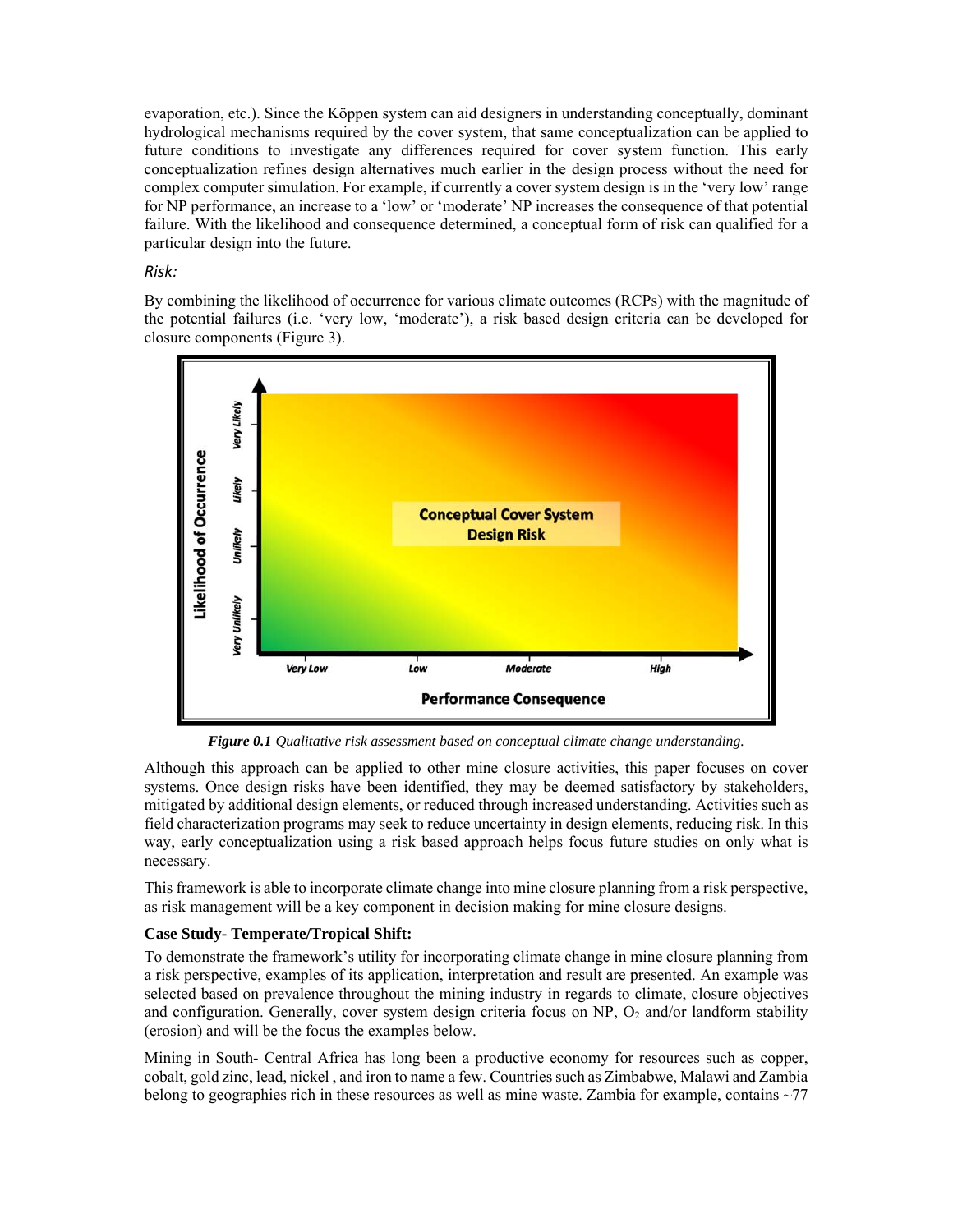evaporation, etc.). Since the Köppen system can aid designers in understanding conceptually, dominant hydrological mechanisms required by the cover system, that same conceptualization can be applied to future conditions to investigate any differences required for cover system function. This early conceptualization refines design alternatives much earlier in the design process without the need for complex computer simulation. For example, if currently a cover system design is in the 'very low' range for NP performance, an increase to a 'low' or 'moderate' NP increases the consequence of that potential failure. With the likelihood and consequence determined, a conceptual form of risk can qualified for a particular design into the future.

*Risk:*

By combining the likelihood of occurrence for various climate outcomes (RCPs) with the magnitude of the potential failures (i.e. 'very low, 'moderate'), a risk based design criteria can be developed for closure components (Figure 3).

***Figure 0.1*** *Qualitative risk assessment based on conceptual climate change understanding.*

Although this approach can be applied to other mine closure activities, this paper focuses on cover systems. Once design risks have been identified, they may be deemed satisfactory by stakeholders, mitigated by additional design elements, or reduced through increased understanding. Activities such as field characterization programs may seek to reduce uncertainty in design elements, reducing risk. In this way, early conceptualization using a risk based approach helps focus future studies on only what is necessary.

This framework is able to incorporate climate change into mine closure planning from a risk perspective, as risk management will be a key component in decision making for mine closure designs.

**Case Study- Temperate/Tropical Shift:**

To demonstrate the framework's utility for incorporating climate change in mine closure planning from a risk perspective, examples of its application, interpretation and result are presented. An example was selected based on prevalence throughout the mining industry in regards to climate, closure objectives and configuration. Generally, cover system design criteria focus on NP, $O_2$ and/or landform stability (erosion) and will be the focus the examples below.

Mining in South- Central Africa has long been a productive economy for resources such as copper, cobalt, gold zinc, lead, nickel , and iron to name a few. Countries such as Zimbabwe, Malawi and Zambia belong to geographies rich in these resources as well as mine waste. Zambia for example, contains ~77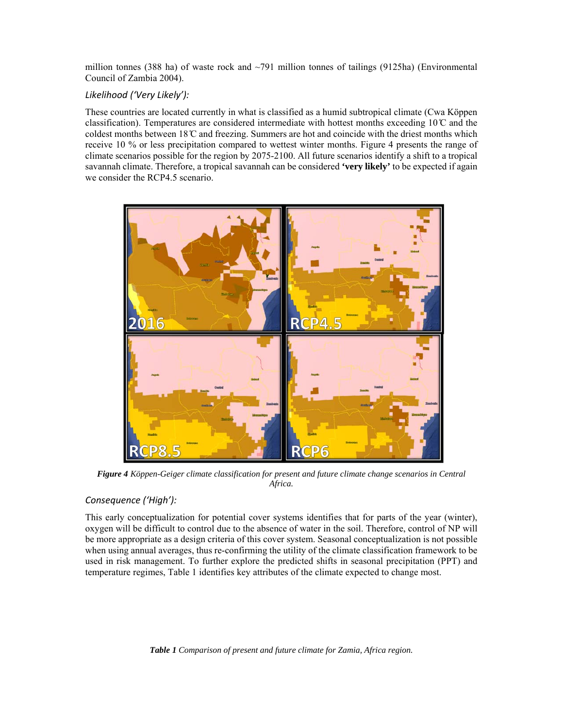million tonnes (388 ha) of waste rock and ~791 million tonnes of tailings (9125ha) (Environmental Council of Zambia 2004).

### *Likelihood ('Very Likely'):*

These countries are located currently in what is classified as a humid subtropical climate (Cwa Köppen classification). Temperatures are considered intermediate with hottest months exceeding 10℃ and the coldest months between 18℃ and freezing. Summers are hot and coincide with the driest months which receive 10 % or less precipitation compared to wettest winter months. Figure 4 presents the range of climate scenarios possible for the region by 2075-2100. All future scenarios identify a shift to a tropical savannah climate. Therefore, a tropical savannah can be considered **'very likely'** to be expected if again we consider the RCP4.5 scenario.

***Figure 4*** *Köppen-Geiger climate classification for present and future climate change scenarios in Central Africa.*

### *Consequence ('High'):*

This early conceptualization for potential cover systems identifies that for parts of the year (winter), oxygen will be difficult to control due to the absence of water in the soil. Therefore, control of NP will be more appropriate as a design criteria of this cover system. Seasonal conceptualization is not possible when using annual averages, thus re-confirming the utility of the climate classification framework to be used in risk management. To further explore the predicted shifts in seasonal precipitation (PPT) and temperature regimes, Table 1 identifies key attributes of the climate expected to change most.

***Table 1*** *Comparison of present and future climate for Zamia, Africa region.*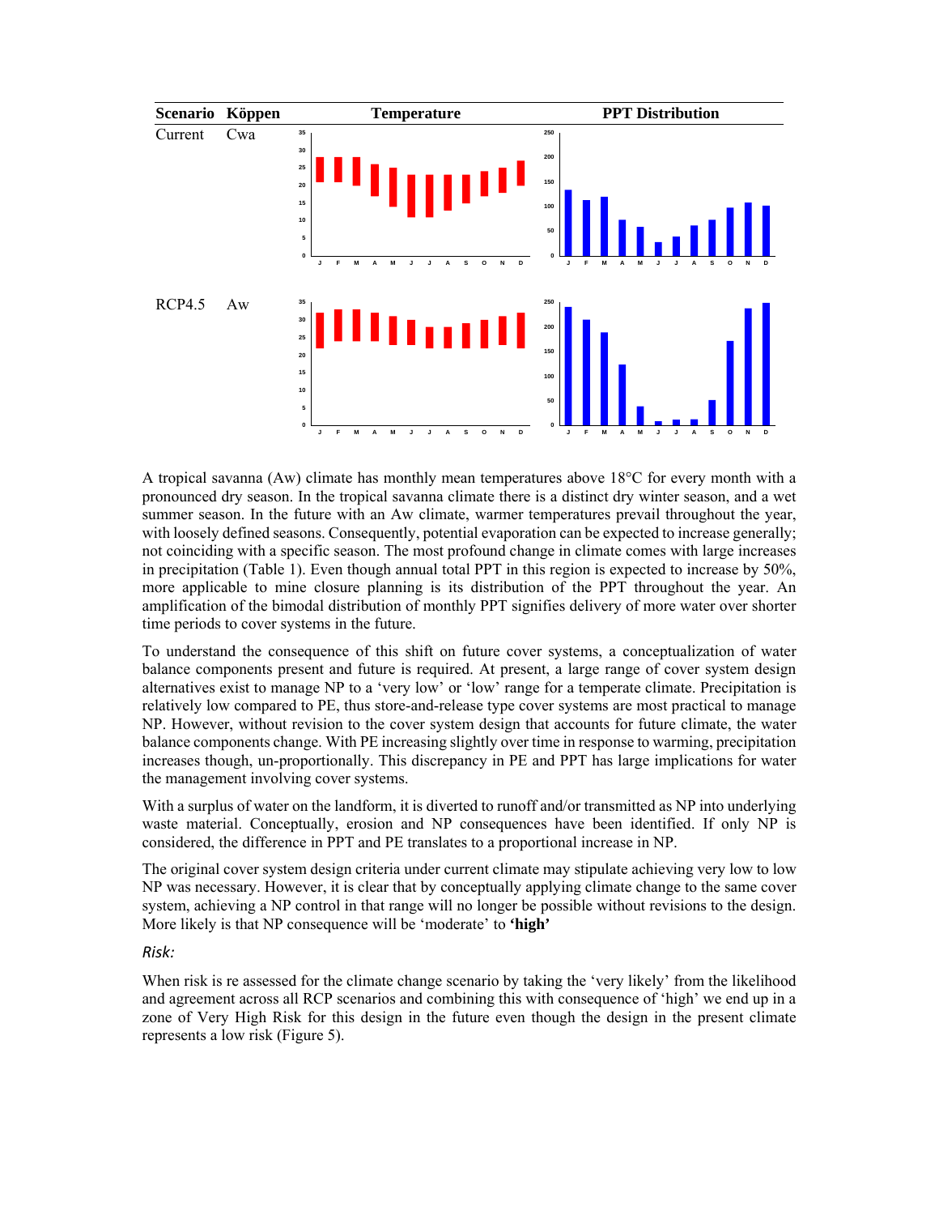| Scenario | Köppen | Temperature | PPT Distribution |
|---|---|---|---|
| Current | Cwa | | |
| RCP4.5 | Aw | | |

A tropical savanna (Aw) climate has monthly mean temperatures above 18°C for every month with a pronounced dry season. In the tropical savanna climate there is a distinct dry winter season, and a wet summer season. In the future with an Aw climate, warmer temperatures prevail throughout the year, with loosely defined seasons. Consequently, potential evaporation can be expected to increase generally; not coinciding with a specific season. The most profound change in climate comes with large increases in precipitation (Table 1). Even though annual total PPT in this region is expected to increase by 50%, more applicable to mine closure planning is its distribution of the PPT throughout the year. An amplification of the bimodal distribution of monthly PPT signifies delivery of more water over shorter time periods to cover systems in the future.

To understand the consequence of this shift on future cover systems, a conceptualization of water balance components present and future is required. At present, a large range of cover system design alternatives exist to manage NP to a 'very low' or 'low' range for a temperate climate. Precipitation is relatively low compared to PE, thus store-and-release type cover systems are most practical to manage NP. However, without revision to the cover system design that accounts for future climate, the water balance components change. With PE increasing slightly over time in response to warming, precipitation increases though, un-proportionally. This discrepancy in PE and PPT has large implications for water the management involving cover systems.

With a surplus of water on the landform, it is diverted to runoff and/or transmitted as NP into underlying waste material. Conceptually, erosion and NP consequences have been identified. If only NP is considered, the difference in PPT and PE translates to a proportional increase in NP.

The original cover system design criteria under current climate may stipulate achieving very low to low NP was necessary. However, it is clear that by conceptually applying climate change to the same cover system, achieving a NP control in that range will no longer be possible without revisions to the design. More likely is that NP consequence will be 'moderate' to **'high'**

*Risk:*

When risk is re assessed for the climate change scenario by taking the 'very likely' from the likelihood and agreement across all RCP scenarios and combining this with consequence of 'high' we end up in a zone of Very High Risk for this design in the future even though the design in the present climate represents a low risk (Figure 5).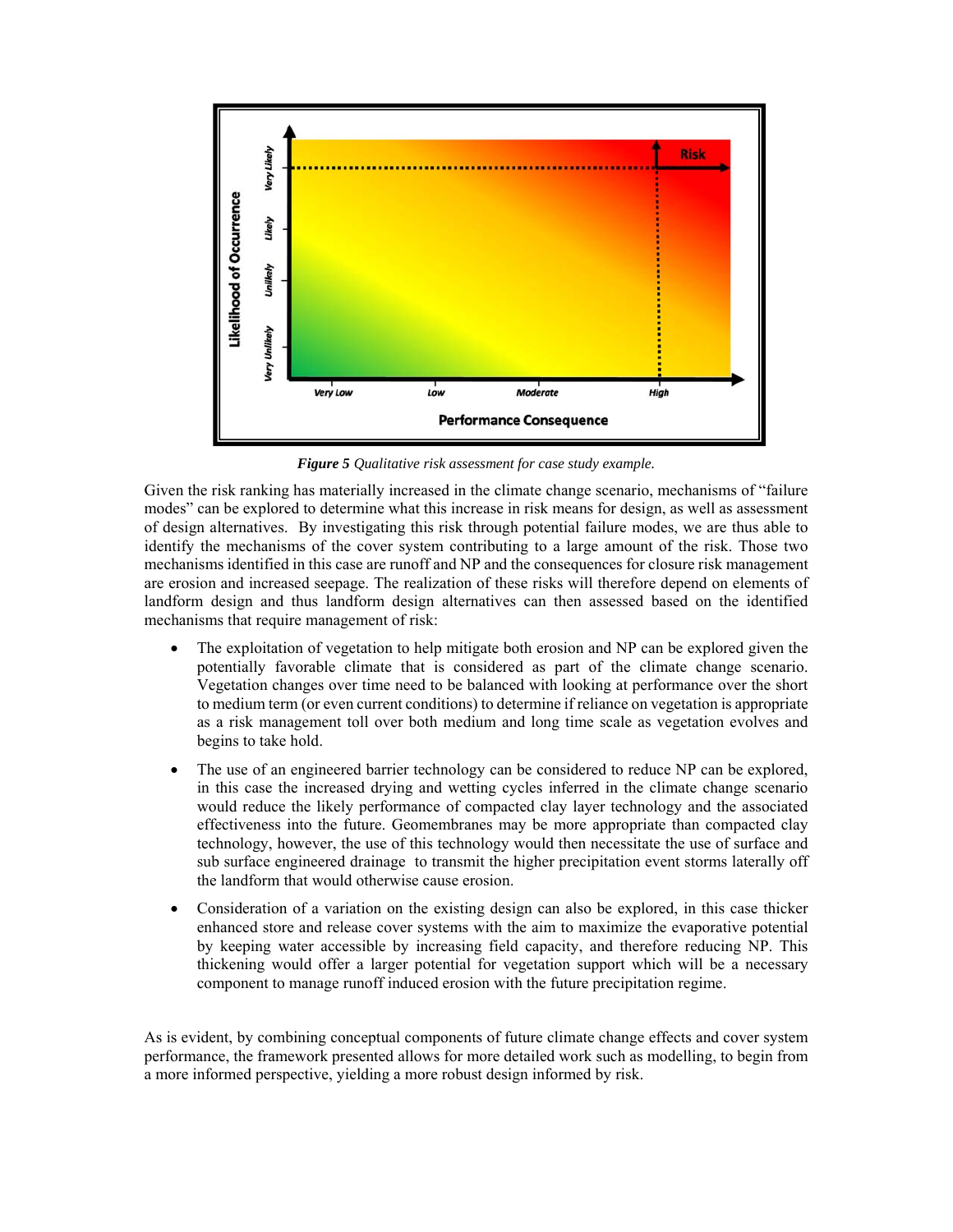*Figure 5 Qualitative risk assessment for case study example.*

Given the risk ranking has materially increased in the climate change scenario, mechanisms of "failure modes" can be explored to determine what this increase in risk means for design, as well as assessment of design alternatives. By investigating this risk through potential failure modes, we are thus able to identify the mechanisms of the cover system contributing to a large amount of the risk. Those two mechanisms identified in this case are runoff and NP and the consequences for closure risk management are erosion and increased seepage. The realization of these risks will therefore depend on elements of landform design and thus landform design alternatives can then assessed based on the identified mechanisms that require management of risk:

- The exploitation of vegetation to help mitigate both erosion and NP can be explored given the potentially favorable climate that is considered as part of the climate change scenario. Vegetation changes over time need to be balanced with looking at performance over the short to medium term (or even current conditions) to determine if reliance on vegetation is appropriate as a risk management toll over both medium and long time scale as vegetation evolves and begins to take hold.
- The use of an engineered barrier technology can be considered to reduce NP can be explored, in this case the increased drying and wetting cycles inferred in the climate change scenario would reduce the likely performance of compacted clay layer technology and the associated effectiveness into the future. Geomembranes may be more appropriate than compacted clay technology, however, the use of this technology would then necessitate the use of surface and sub surface engineered drainage to transmit the higher precipitation event storms laterally off the landform that would otherwise cause erosion.
- Consideration of a variation on the existing design can also be explored, in this case thicker enhanced store and release cover systems with the aim to maximize the evaporative potential by keeping water accessible by increasing field capacity, and therefore reducing NP. This thickening would offer a larger potential for vegetation support which will be a necessary component to manage runoff induced erosion with the future precipitation regime.

As is evident, by combining conceptual components of future climate change effects and cover system performance, the framework presented allows for more detailed work such as modelling, to begin from a more informed perspective, yielding a more robust design informed by risk.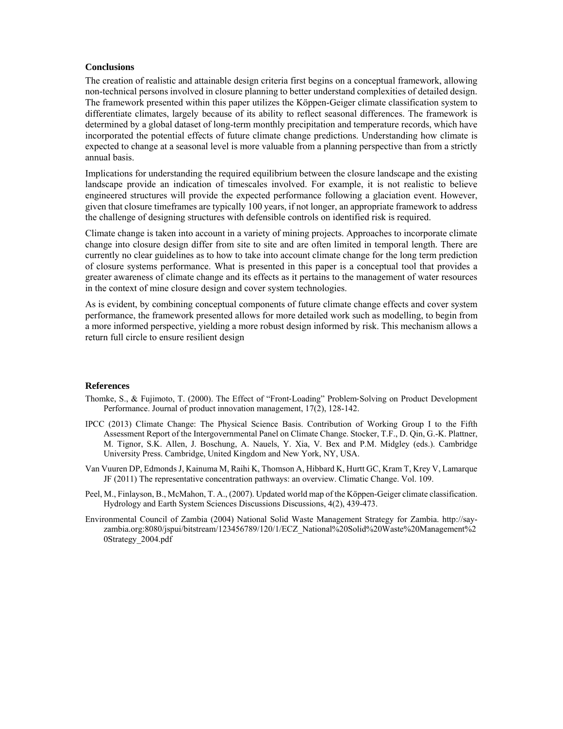**Conclusions**

The creation of realistic and attainable design criteria first begins on a conceptual framework, allowing non-technical persons involved in closure planning to better understand complexities of detailed design. The framework presented within this paper utilizes the Köppen-Geiger climate classification system to differentiate climates, largely because of its ability to reflect seasonal differences. The framework is determined by a global dataset of long-term monthly precipitation and temperature records, which have incorporated the potential effects of future climate change predictions. Understanding how climate is expected to change at a seasonal level is more valuable from a planning perspective than from a strictly annual basis.

Implications for understanding the required equilibrium between the closure landscape and the existing landscape provide an indication of timescales involved. For example, it is not realistic to believe engineered structures will provide the expected performance following a glaciation event. However, given that closure timeframes are typically 100 years, if not longer, an appropriate framework to address the challenge of designing structures with defensible controls on identified risk is required.

Climate change is taken into account in a variety of mining projects. Approaches to incorporate climate change into closure design differ from site to site and are often limited in temporal length. There are currently no clear guidelines as to how to take into account climate change for the long term prediction of closure systems performance. What is presented in this paper is a conceptual tool that provides a greater awareness of climate change and its effects as it pertains to the management of water resources in the context of mine closure design and cover system technologies.

As is evident, by combining conceptual components of future climate change effects and cover system performance, the framework presented allows for more detailed work such as modelling, to begin from a more informed perspective, yielding a more robust design informed by risk. This mechanism allows a return full circle to ensure resilient design

**References**

Thomke, S., & Fujimoto, T. (2000). The Effect of "Front-Loading" Problem-Solving on Product Development Performance. Journal of product innovation management, 17(2), 128-142.

IPCC (2013) Climate Change: The Physical Science Basis. Contribution of Working Group I to the Fifth Assessment Report of the Intergovernmental Panel on Climate Change. Stocker, T.F., D. Qin, G.-K. Plattner, M. Tignor, S.K. Allen, J. Boschung, A. Nauels, Y. Xia, V. Bex and P.M. Midgley (eds.). Cambridge University Press. Cambridge, United Kingdom and New York, NY, USA.

Van Vuuren DP, Edmonds J, Kainuma M, Raihi K, Thomson A, Hibbard K, Hurtt GC, Kram T, Krey V, Lamarque JF (2011) The representative concentration pathways: an overview. Climatic Change. Vol. 109.

Peel, M., Finlayson, B., McMahon, T. A., (2007). Updated world map of the Köppen-Geiger climate classification. Hydrology and Earth System Sciences Discussions Discussions, 4(2), 439-473.

Environmental Council of Zambia (2004) National Solid Waste Management Strategy for Zambia. http://say-zambia.org:8080/jspui/bitstream/123456789/120/1/ECZ_National%20Solid%20Waste%20Management%20Strategy_2004.pdf